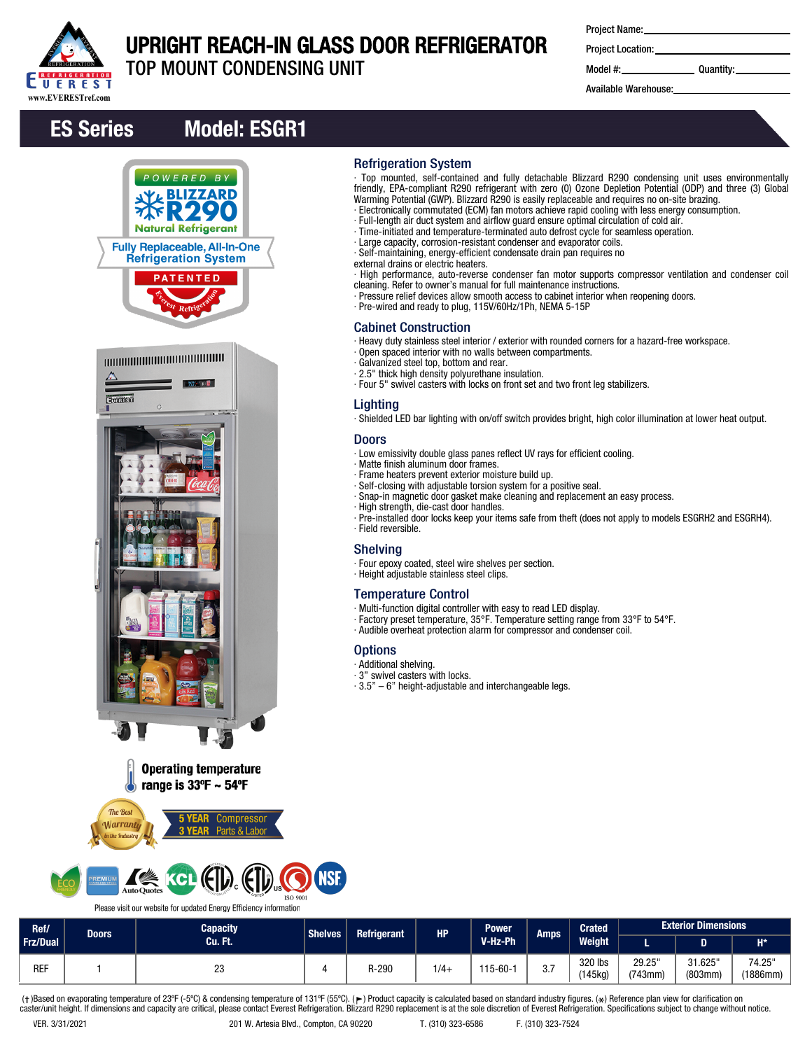# UPRIGHT REACH-IN GLASS DOOR REFRIGERATOR

TOP MOUNT CONDENSING UNIT

Project Name:

Project Location:

Model #: Quantity:

Available Warehouse:

## ES Series Model: ESGR1

POWERED BY BLIZZARD R290 Natural Refrigerant

Fully Replaceable, All-In-One Refrigeration System

PATENTED

Operating temperature range is 33ºF ~ 54ºF

The Best Warranty in the Industry

5 YEAR Compressor
3 YEAR Parts & Labor

Please visit our website for updated Energy Efficiency information

### Refrigeration System

- Top mounted, self-contained and fully detachable Blizzard R290 condensing unit uses environmentally friendly, EPA-compliant R290 refrigerant with zero (0) Ozone Depletion Potential (ODP) and three (3) Global Warming Potential (GWP). Blizzard R290 is easily replaceable and requires no on-site brazing.
- Electronically commutated (ECM) fan motors achieve rapid cooling with less energy consumption.
- Full-length air duct system and airflow guard ensure optimal circulation of cold air.
- Time-initiated and temperature-terminated auto defrost cycle for seamless operation.
- Large capacity, corrosion-resistant condenser and evaporator coils.
- Self-maintaining, energy-efficient condensate drain pan requires no external drains or electric heaters.
- High performance, auto-reverse condenser fan motor supports compressor ventilation and condenser coil cleaning. Refer to owner's manual for full maintenance instructions.
- Pressure relief devices allow smooth access to cabinet interior when reopening doors.
- Pre-wired and ready to plug, 115V/60Hz/1Ph, NEMA 5-15P

### Cabinet Construction

- Heavy duty stainless steel interior / exterior with rounded corners for a hazard-free workspace.
- Open spaced interior with no walls between compartments.
- Galvanized steel top, bottom and rear.
- 2.5" thick high density polyurethane insulation.
- Four 5" swivel casters with locks on front set and two front leg stabilizers.

### Lighting

- Shielded LED bar lighting with on/off switch provides bright, high color illumination at lower heat output.

### Doors

- Low emissivity double glass panes reflect UV rays for efficient cooling.
- Matte finish aluminum door frames.
- Frame heaters prevent exterior moisture build up.
- Self-closing with adjustable torsion system for a positive seal.
- Snap-in magnetic door gasket make cleaning and replacement an easy process.
- High strength, die-cast door handles.
- Pre-installed door locks keep your items safe from theft (does not apply to models ESGRH2 and ESGRH4).
- Field reversible.

### Shelving

- Four epoxy coated, steel wire shelves per section.
- Height adjustable stainless steel clips.

### Temperature Control

- Multi-function digital controller with easy to read LED display.
- Factory preset temperature, 35°F. Temperature setting range from 33°F to 54°F.
- Audible overheat protection alarm for compressor and condenser coil.

### Options

- Additional shelving.
- 3" swivel casters with locks.
- 3.5" – 6" height-adjustable and interchangeable legs.

| Ref/ Frz/Dual | Doors | Capacity Cu. Ft. | Shelves | Refrigerant | HP | Power V-Hz-Ph | Amps | Crated Weight | Exterior Dimensions | | |
|---|---|---|---|---|---|---|---|---|---|---|---|
| | | | | | | | | | L | D | H* |
| REF | 1 | 23 | 4 | R-290 | 1/4+ | 115-60-1 | 3.7 | 320 lbs (145kg) | 29.25" (743mm) | 31.625" (803mm) | 74.25" (1886mm) |

(†)Based on evaporating temperature of 23ºF (-5ºC) & condensing temperature of 131ºF (55ºC). (►) Product capacity is calculated based on standard industry figures. (⁎) Reference plan view for clarification on caster/unit height. If dimensions and capacity are critical, please contact Everest Refrigeration. Blizzard R290 replacement is at the sole discretion of Everest Refrigeration. Specifications subject to change without notice.

VER. 3/31/2021 201 W. Artesia Blvd., Compton, CA 90220 T. (310) 323-6586 F. (310) 323-7524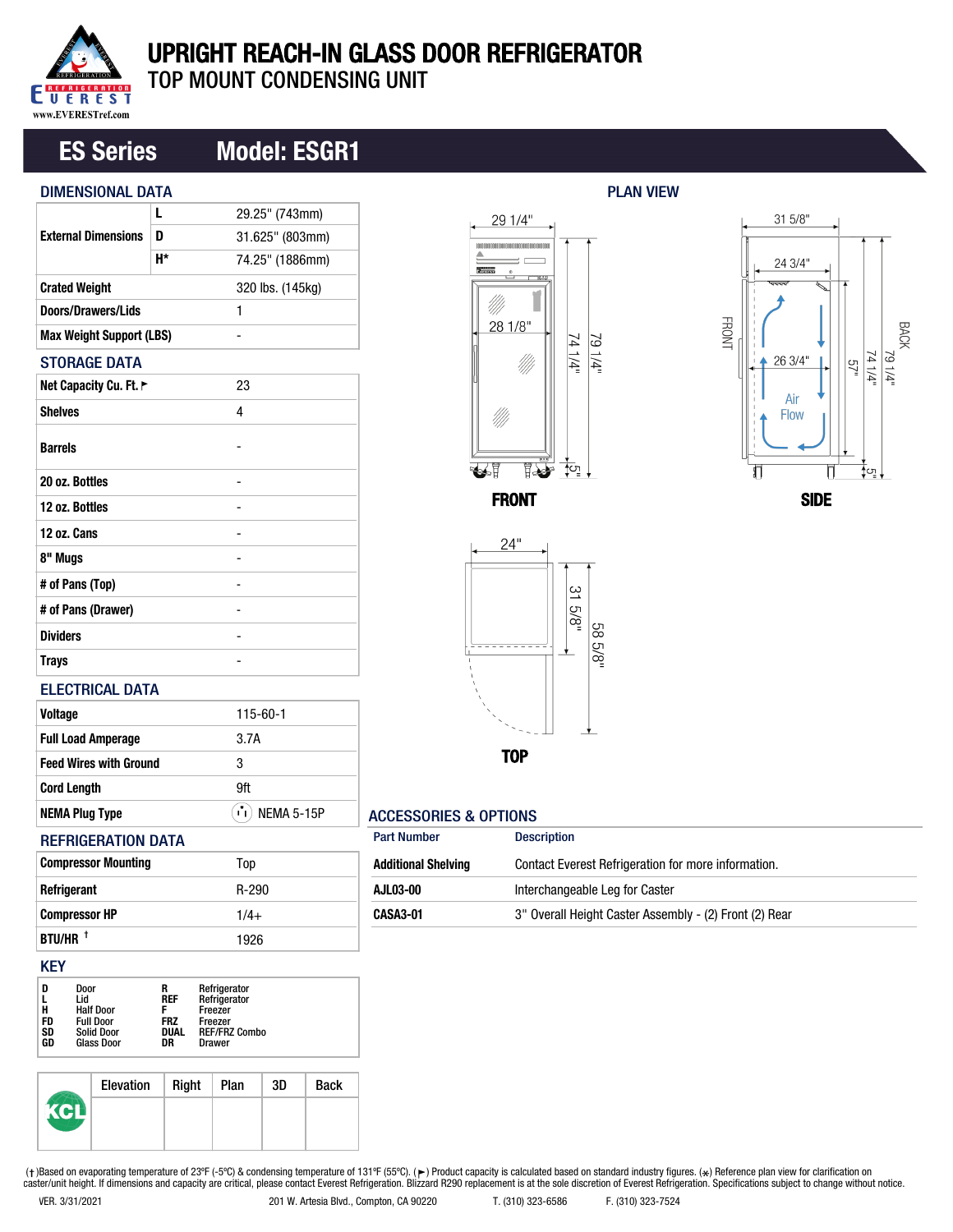# UPRIGHT REACH-IN GLASS DOOR REFRIGERATOR

TOP MOUNT CONDENSING UNIT

www.EVERESTref.com

## ES Series Model: ESGR1

### DIMENSIONAL DATA

| | | |
|---|---|---|
| External Dimensions | L | 29.25" (743mm) |
| | D | 31.625" (803mm) |
| | H* | 74.25" (1886mm) |
| Crated Weight | | 320 lbs. (145kg) |
| Doors/Drawers/Lids | | 1 |
| Max Weight Support (LBS) | | - |

### STORAGE DATA

| | |
|---|---|
| Net Capacity Cu. Ft. ► | 23 |
| Shelves | 4 |
| Barrels | - |
| 20 oz. Bottles | - |
| 12 oz. Bottles | - |
| 12 oz. Cans | - |
| 8" Mugs | - |
| # of Pans (Top) | - |
| # of Pans (Drawer) | - |
| Dividers | - |
| Trays | - |

### ELECTRICAL DATA

| | |
|---|---|
| Voltage | 115-60-1 |
| Full Load Amperage | 3.7A |
| Feed Wires with Ground | 3 |
| Cord Length | 9ft |
| NEMA Plug Type | NEMA 5-15P |

### REFRIGERATION DATA

| | |
|---|---|
| Compressor Mounting | Top |
| Refrigerant | R-290 |
| Compressor HP | 1/4+ |
| BTU/HR † | 1926 |

### KEY

| | | | |
|---|---|---|---|
| D | Door | R | Refrigerator |
| L | Lid | REF | Refrigerator |
| H | Half Door | F | Freezer |
| FD | Full Door | FRZ | Freezer |
| SD | Solid Door | DUAL | REF/FRZ Combo |
| GD | Glass Door | DR | Drawer |

| KCL | Elevation | Right | Plan | 3D | Back |
|---|---|---|---|---|---|
| | | | | | |

### PLAN VIEW

FRONT: 29 1/4", 28 1/8", 74 1/4", 79 1/4", 5"

SIDE: 31 5/8", 24 3/4", 26 3/4", 57", 74 1/4", 79 1/4", 5", FRONT, BACK, Air Flow

TOP: 24", 31 5/8", 58 5/8"

### ACCESSORIES & OPTIONS

| Part Number | Description |
|---|---|
| Additional Shelving | Contact Everest Refrigeration for more information. |
| AJL03-00 | Interchangeable Leg for Caster |
| CASA3-01 | 3" Overall Height Caster Assembly - (2) Front (2) Rear |

(†)Based on evaporating temperature of 23℉ (-5℃) & condensing temperature of 131℉ (55℃). (►) Product capacity is calculated based on standard industry figures. (*) Reference plan view for clarification on caster/unit height. If dimensions and capacity are critical, please contact Everest Refrigeration. Blizzard R290 replacement is at the sole discretion of Everest Refrigeration. Specifications subject to change without notice.

VER. 3/31/2021 201 W. Artesia Blvd., Compton, CA 90220 T. (310) 323-6586 F. (310) 323-7524